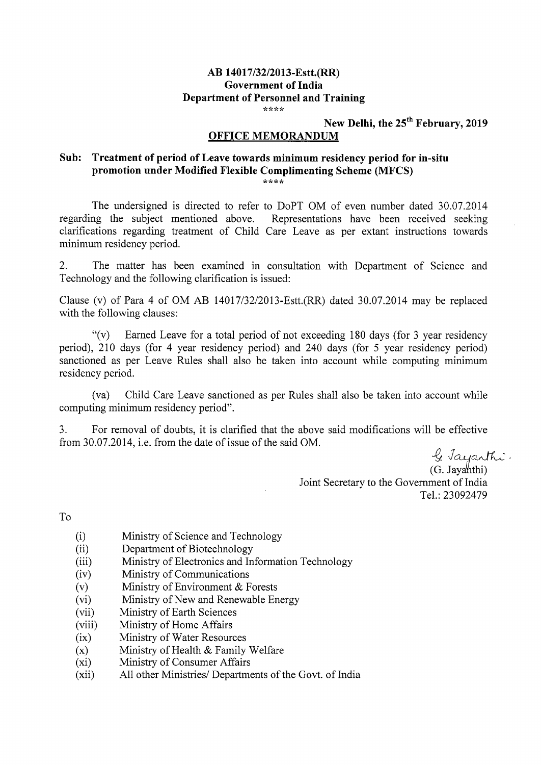**AB 14017/32/2013-Estt.(RR)**
**Government of India**
**Department of Personnel and Training**

\*\*\*\*

**New Delhi, the 25th February, 2019**

## OFFICE MEMORANDUM

**Sub: Treatment of period of Leave towards minimum residency period for in-situ promotion under Modified Flexible Complimenting Scheme (MFCS)**

\*\*\*\*

The undersigned is directed to refer to DoPT OM of even number dated 30.07.2014 regarding the subject mentioned above. Representations have been received seeking clarifications regarding treatment of Child Care Leave as per extant instructions towards minimum residency period.

2. The matter has been examined in consultation with Department of Science and Technology and the following clarification is issued:

Clause (v) of Para 4 of OM AB 14017/32/2013-Estt.(RR) dated 30.07.2014 may be replaced with the following clauses:

"(v) Earned Leave for a total period of not exceeding 180 days (for 3 year residency period), 210 days (for 4 year residency period) and 240 days (for 5 year residency period) sanctioned as per Leave Rules shall also be taken into account while computing minimum residency period.

(va) Child Care Leave sanctioned as per Rules shall also be taken into account while computing minimum residency period".

3. For removal of doubts, it is clarified that the above said modifications will be effective from 30.07.2014, i.e. from the date of issue of the said OM.

G. Jayanthi
(G. Jayanthi)
Joint Secretary to the Government of India
Tel.: 23092479

To

- (i) Ministry of Science and Technology
- (ii) Department of Biotechnology
- (iii) Ministry of Electronics and Information Technology
- (iv) Ministry of Communications
- (v) Ministry of Environment & Forests
- (vi) Ministry of New and Renewable Energy
- (vii) Ministry of Earth Sciences
- (viii) Ministry of Home Affairs
- (ix) Ministry of Water Resources
- (x) Ministry of Health & Family Welfare
- (xi) Ministry of Consumer Affairs
- (xii) All other Ministries/ Departments of the Govt. of India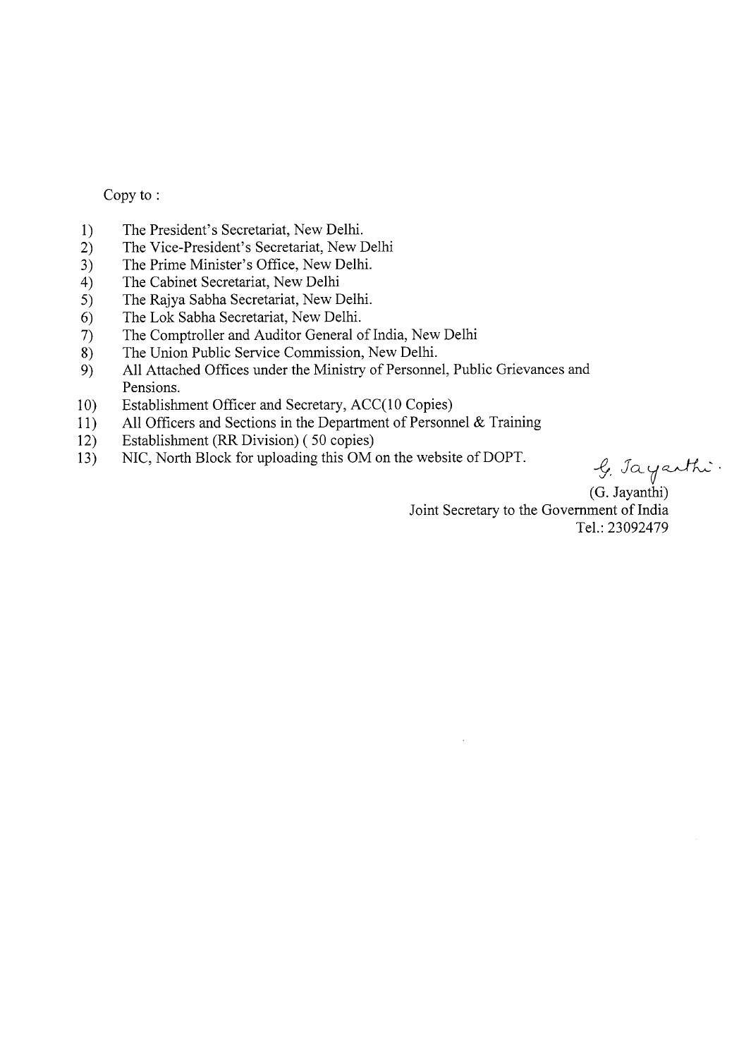Copy to :

1) The President's Secretariat, New Delhi.
2) The Vice-President's Secretariat, New Delhi
3) The Prime Minister's Office, New Delhi.
4) The Cabinet Secretariat, New Delhi
5) The Rajya Sabha Secretariat, New Delhi.
6) The Lok Sabha Secretariat, New Delhi.
7) The Comptroller and Auditor General of India, New Delhi
8) The Union Public Service Commission, New Delhi.
9) All Attached Offices under the Ministry of Personnel, Public Grievances and Pensions.
10) Establishment Officer and Secretary, ACC(10 Copies)
11) All Officers and Sections in the Department of Personnel & Training
12) Establishment (RR Division) ( 50 copies)
13) NIC, North Block for uploading this OM on the website of DOPT.

G. Jayanthi.

(G. Jayanthi)
Joint Secretary to the Government of India
Tel.: 23092479